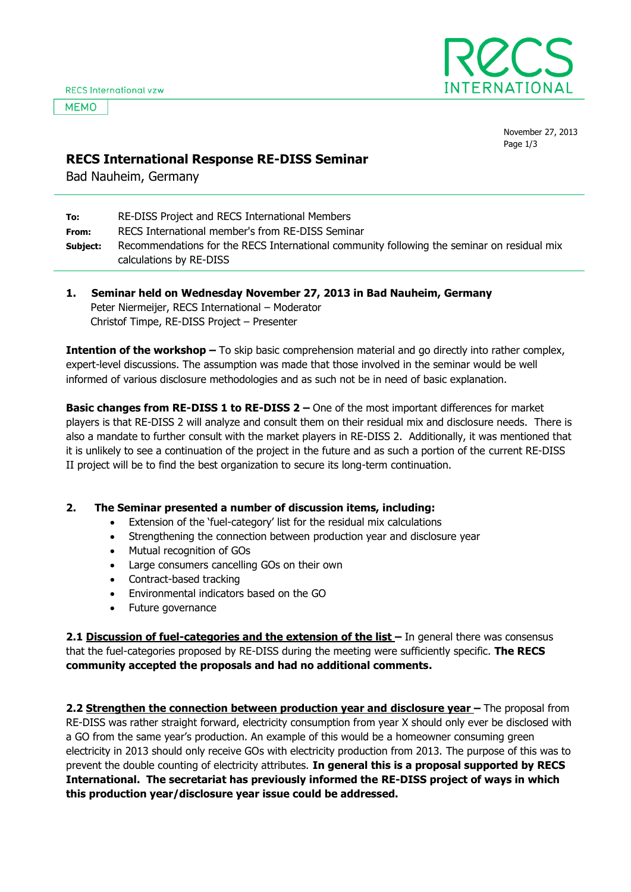RECS International vzw

MEMO

November 27, 2013

# RECS International Response RE-DISS Seminar

Bad Nauheim, Germany

**To:** RE-DISS Project and RECS International Members
**From:** RECS International member's from RE-DISS Seminar
**Subject:** Recommendations for the RECS International community following the seminar on residual mix calculations by RE-DISS

## 1. Seminar held on Wednesday November 27, 2013 in Bad Nauheim, Germany

Peter Niermeijer, RECS International – Moderator
Christof Timpe, RE-DISS Project – Presenter

**Intention of the workshop –** To skip basic comprehension material and go directly into rather complex, expert-level discussions. The assumption was made that those involved in the seminar would be well informed of various disclosure methodologies and as such not be in need of basic explanation.

**Basic changes from RE-DISS 1 to RE-DISS 2 –** One of the most important differences for market players is that RE-DISS 2 will analyze and consult them on their residual mix and disclosure needs. There is also a mandate to further consult with the market players in RE-DISS 2. Additionally, it was mentioned that it is unlikely to see a continuation of the project in the future and as such a portion of the current RE-DISS II project will be to find the best organization to secure its long-term continuation.

## 2. The Seminar presented a number of discussion items, including:

- Extension of the 'fuel-category' list for the residual mix calculations
- Strengthening the connection between production year and disclosure year
- Mutual recognition of GOs
- Large consumers cancelling GOs on their own
- Contract-based tracking
- Environmental indicators based on the GO
- Future governance

**2.1 <u>Discussion of fuel-categories and the extension of the list</u> –** In general there was consensus that the fuel-categories proposed by RE-DISS during the meeting were sufficiently specific. **The RECS community accepted the proposals and had no additional comments.**

**2.2 <u>Strengthen the connection between production year and disclosure year</u> –** The proposal from RE-DISS was rather straight forward, electricity consumption from year X should only ever be disclosed with a GO from the same year's production. An example of this would be a homeowner consuming green electricity in 2013 should only receive GOs with electricity production from 2013. The purpose of this was to prevent the double counting of electricity attributes. **In general this is a proposal supported by RECS International. The secretariat has previously informed the RE-DISS project of ways in which this production year/disclosure year issue could be addressed.**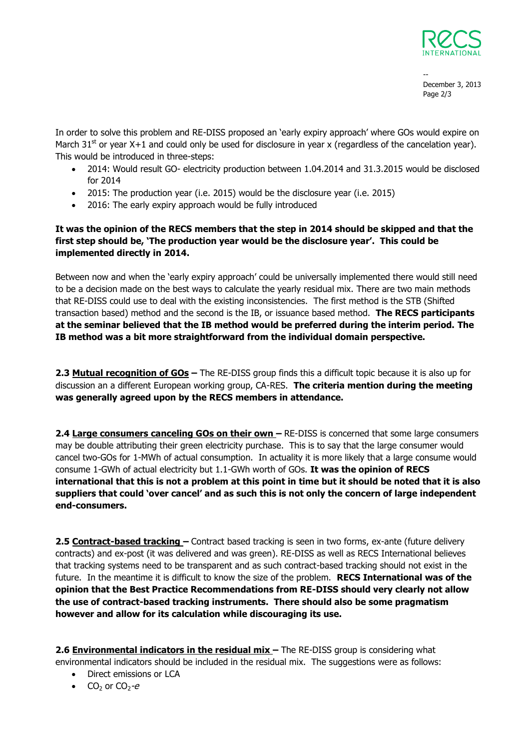In order to solve this problem and RE-DISS proposed an 'early expiry approach' where GOs would expire on March 31[st] or year X+1 and could only be used for disclosure in year x (regardless of the cancelation year). This would be introduced in three-steps:

- 2014: Would result GO- electricity production between 1.04.2014 and 31.3.2015 would be disclosed for 2014
- 2015: The production year (i.e. 2015) would be the disclosure year (i.e. 2015)
- 2016: The early expiry approach would be fully introduced

**It was the opinion of the RECS members that the step in 2014 should be skipped and that the first step should be, 'The production year would be the disclosure year'. This could be implemented directly in 2014.**

Between now and when the 'early expiry approach' could be universally implemented there would still need to be a decision made on the best ways to calculate the yearly residual mix. There are two main methods that RE-DISS could use to deal with the existing inconsistencies. The first method is the STB (Shifted transaction based) method and the second is the IB, or issuance based method. **The RECS participants at the seminar believed that the IB method would be preferred during the interim period. The IB method was a bit more straightforward from the individual domain perspective.**

**2.3 <u>Mutual recognition of GOs</u> –** The RE-DISS group finds this a difficult topic because it is also up for discussion an a different European working group, CA-RES. **The criteria mention during the meeting was generally agreed upon by the RECS members in attendance.**

**2.4 <u>Large consumers canceling GOs on their own</u> –** RE-DISS is concerned that some large consumers may be double attributing their green electricity purchase. This is to say that the large consumer would cancel two-GOs for 1-MWh of actual consumption. In actuality it is more likely that a large consume would consume 1-GWh of actual electricity but 1.1-GWh worth of GOs. **It was the opinion of RECS international that this is not a problem at this point in time but it should be noted that it is also suppliers that could 'over cancel' and as such this is not only the concern of large independent end-consumers.**

**2.5 <u>Contract-based tracking</u> –** Contract based tracking is seen in two forms, ex-ante (future delivery contracts) and ex-post (it was delivered and was green). RE-DISS as well as RECS International believes that tracking systems need to be transparent and as such contract-based tracking should not exist in the future. In the meantime it is difficult to know the size of the problem. **RECS International was of the opinion that the Best Practice Recommendations from RE-DISS should very clearly not allow the use of contract-based tracking instruments. There should also be some pragmatism however and allow for its calculation while discouraging its use.**

**2.6 <u>Environmental indicators in the residual mix</u> –** The RE-DISS group is considering what environmental indicators should be included in the residual mix. The suggestions were as follows:

- Direct emissions or LCA
- $CO_2$ or $CO_2$-*e*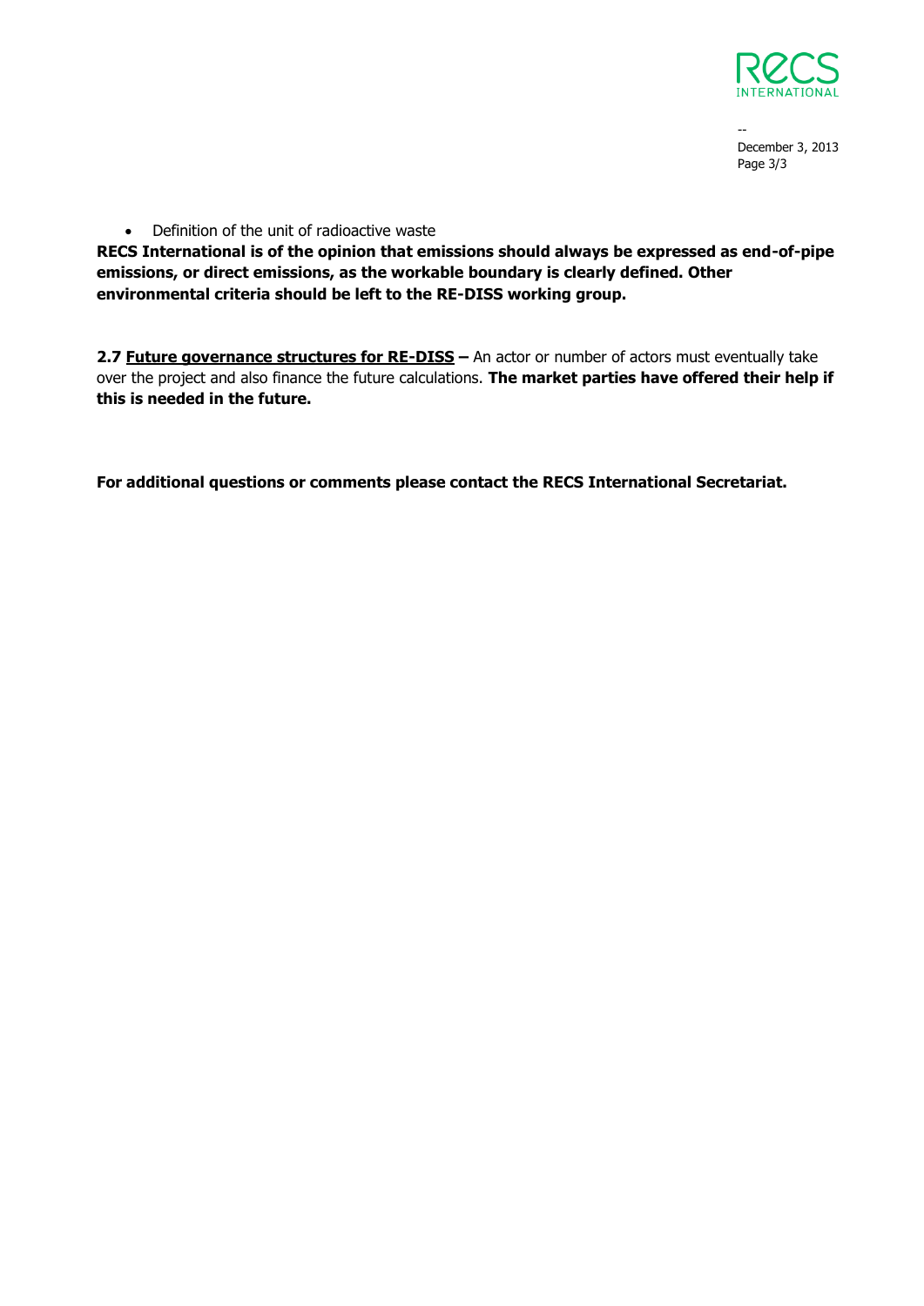- Definition of the unit of radioactive waste

**RECS International is of the opinion that emissions should always be expressed as end-of-pipe emissions, or direct emissions, as the workable boundary is clearly defined. Other environmental criteria should be left to the RE-DISS working group.**

**2.7 <u>Future governance structures for RE-DISS</u> –** An actor or number of actors must eventually take over the project and also finance the future calculations. **The market parties have offered their help if this is needed in the future.**

**For additional questions or comments please contact the RECS International Secretariat.**